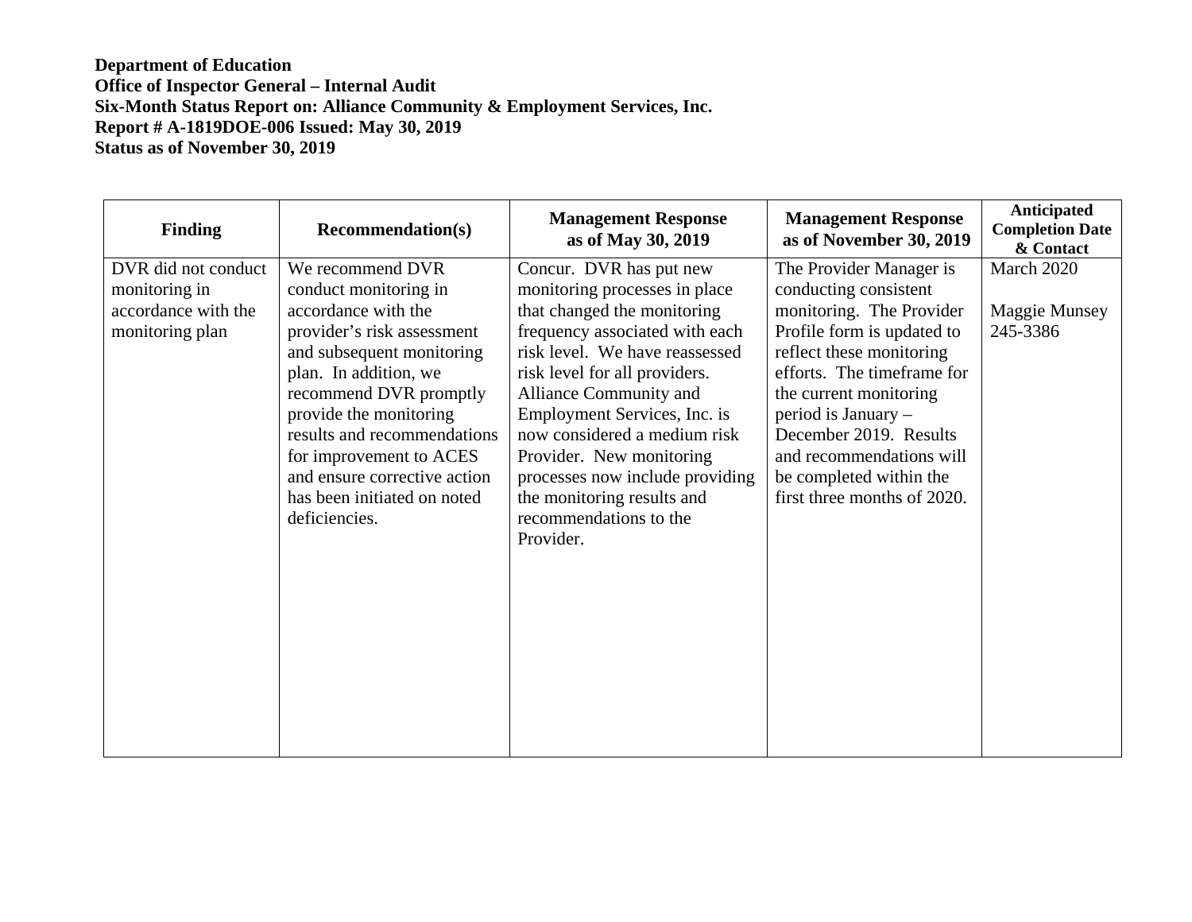**Department of Education**
**Office of Inspector General – Internal Audit**
**Six-Month Status Report on: Alliance Community & Employment Services, Inc.**
**Report # A-1819DOE-006 Issued: May 30, 2019**
**Status as of November 30, 2019**

| Finding | Recommendation(s) | Management Response as of May 30, 2019 | Management Response as of November 30, 2019 | Anticipated Completion Date & Contact |
|---|---|---|---|---|
| DVR did not conduct monitoring in accordance with the monitoring plan | We recommend DVR conduct monitoring in accordance with the provider's risk assessment and subsequent monitoring plan. In addition, we recommend DVR promptly provide the monitoring results and recommendations for improvement to ACES and ensure corrective action has been initiated on noted deficiencies. | Concur. DVR has put new monitoring processes in place that changed the monitoring frequency associated with each risk level. We have reassessed risk level for all providers. Alliance Community and Employment Services, Inc. is now considered a medium risk Provider. New monitoring processes now include providing the monitoring results and recommendations to the Provider. | The Provider Manager is conducting consistent monitoring. The Provider Profile form is updated to reflect these monitoring efforts. The timeframe for the current monitoring period is January – December 2019. Results and recommendations will be completed within the first three months of 2020. | March 2020<br><br>Maggie Munsey 245-3386 |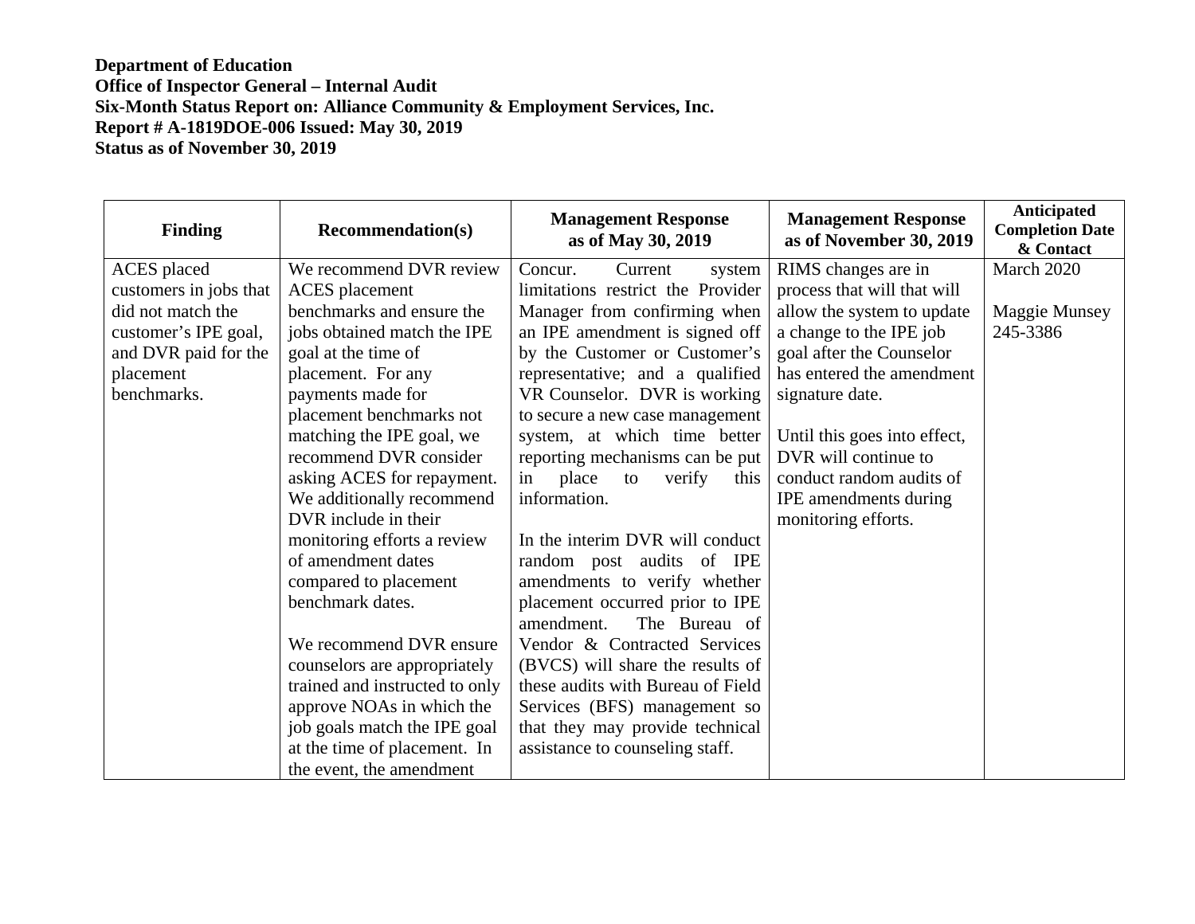**Department of Education**
**Office of Inspector General – Internal Audit**
**Six-Month Status Report on: Alliance Community & Employment Services, Inc.**
**Report # A-1819DOE-006 Issued: May 30, 2019**
**Status as of November 30, 2019**

| Finding | Recommendation(s) | Management Response as of May 30, 2019 | Management Response as of November 30, 2019 | Anticipated Completion Date & Contact |
|---|---|---|---|---|
| ACES placed customers in jobs that did not match the customer's IPE goal, and DVR paid for the placement benchmarks. | We recommend DVR review ACES placement benchmarks and ensure the jobs obtained match the IPE goal at the time of placement. For any payments made for placement benchmarks not matching the IPE goal, we recommend DVR consider asking ACES for repayment. We additionally recommend DVR include in their monitoring efforts a review of amendment dates compared to placement benchmark dates.<br><br>We recommend DVR ensure counselors are appropriately trained and instructed to only approve NOAs in which the job goals match the IPE goal at the time of placement. In the event, the amendment | Concur. Current system limitations restrict the Provider Manager from confirming when an IPE amendment is signed off by the Customer or Customer's representative; and a qualified VR Counselor. DVR is working to secure a new case management system, at which time better reporting mechanisms can be put in place to verify this information.<br><br>In the interim DVR will conduct random post audits of IPE amendments to verify whether placement occurred prior to IPE amendment. The Bureau of Vendor & Contracted Services (BVCS) will share the results of these audits with Bureau of Field Services (BFS) management so that they may provide technical assistance to counseling staff. | RIMS changes are in process that will that will allow the system to update a change to the IPE job goal after the Counselor has entered the amendment signature date.<br><br>Until this goes into effect, DVR will continue to conduct random audits of IPE amendments during monitoring efforts. | March 2020<br><br>Maggie Munsey 245-3386 |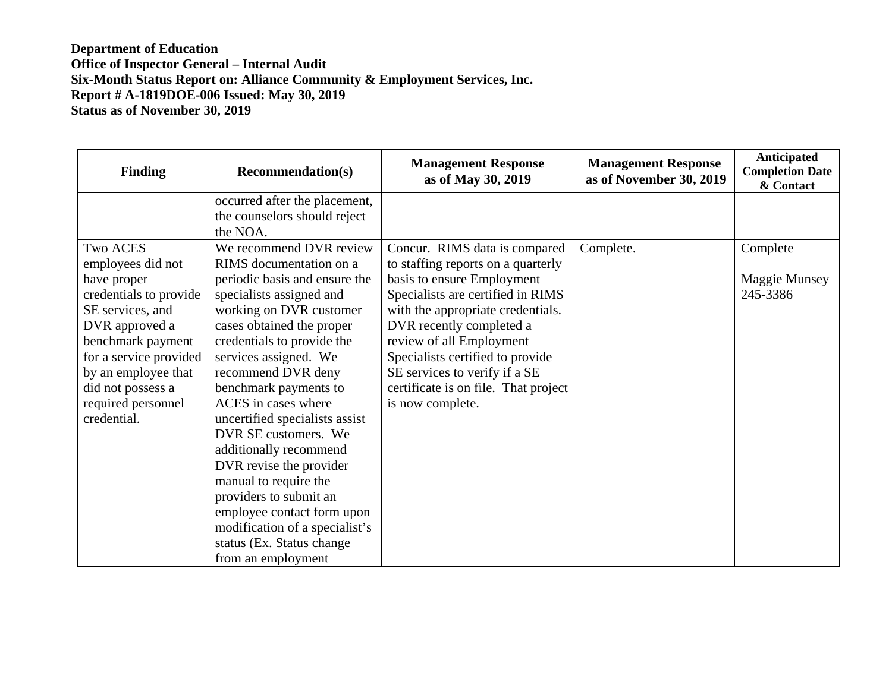**Department of Education**
**Office of Inspector General – Internal Audit**
**Six-Month Status Report on: Alliance Community & Employment Services, Inc.**
**Report # A-1819DOE-006 Issued: May 30, 2019**
**Status as of November 30, 2019**

| Finding | Recommendation(s) | Management Response as of May 30, 2019 | Management Response as of November 30, 2019 | Anticipated Completion Date & Contact |
|---|---|---|---|---|
| | occurred after the placement, the counselors should reject the NOA. | | | |
| Two ACES employees did not have proper credentials to provide SE services, and DVR approved a benchmark payment for a service provided by an employee that did not possess a required personnel credential. | We recommend DVR review RIMS documentation on a periodic basis and ensure the specialists assigned and working on DVR customer cases obtained the proper credentials to provide the services assigned. We recommend DVR deny benchmark payments to ACES in cases where uncertified specialists assist DVR SE customers. We additionally recommend DVR revise the provider manual to require the providers to submit an employee contact form upon modification of a specialist's status (Ex. Status change from an employment | Concur. RIMS data is compared to staffing reports on a quarterly basis to ensure Employment Specialists are certified in RIMS with the appropriate credentials. DVR recently completed a review of all Employment Specialists certified to provide SE services to verify if a SE certificate is on file. That project is now complete. | Complete. | Complete<br><br>Maggie Munsey 245-3386 |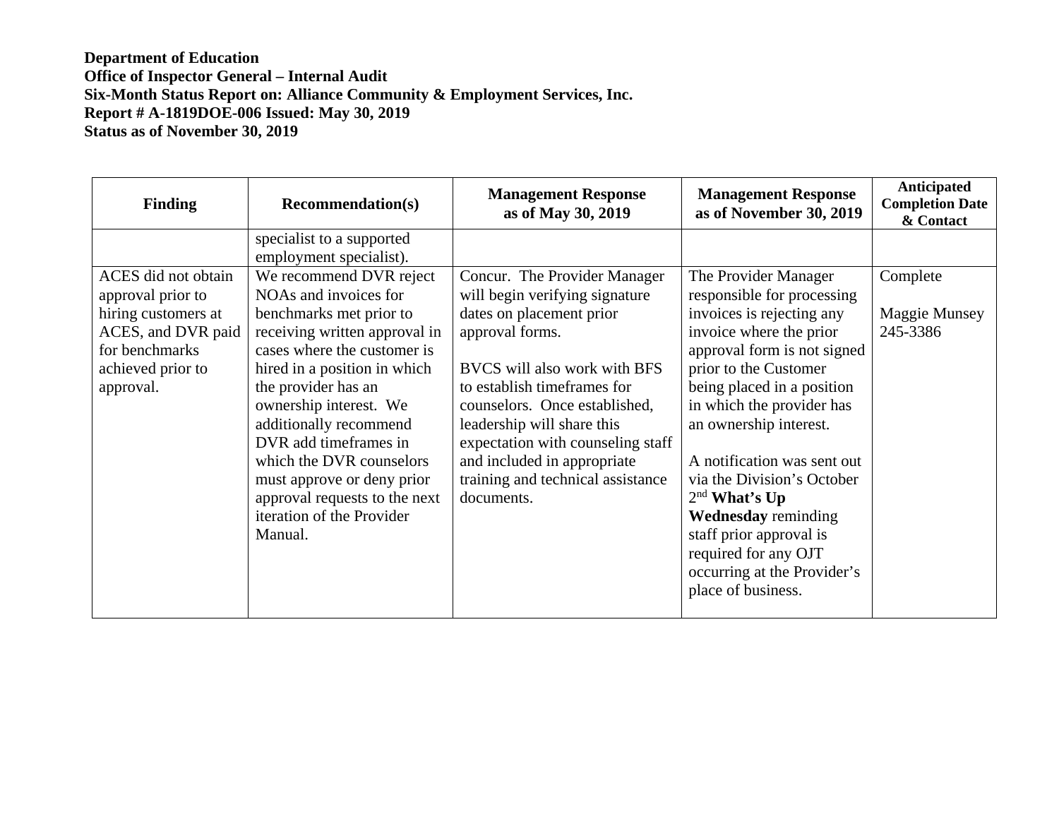**Department of Education**
**Office of Inspector General – Internal Audit**
**Six-Month Status Report on: Alliance Community & Employment Services, Inc.**
**Report # A-1819DOE-006 Issued: May 30, 2019**
**Status as of November 30, 2019**

| Finding | Recommendation(s) | Management Response as of May 30, 2019 | Management Response as of November 30, 2019 | Anticipated Completion Date & Contact |
|---|---|---|---|---|
| | specialist to a supported employment specialist). | | | |
| ACES did not obtain approval prior to hiring customers at ACES, and DVR paid for benchmarks achieved prior to approval. | We recommend DVR reject NOAs and invoices for benchmarks met prior to receiving written approval in cases where the customer is hired in a position in which the provider has an ownership interest. We additionally recommend DVR add timeframes in which the DVR counselors must approve or deny prior approval requests to the next iteration of the Provider Manual. | Concur. The Provider Manager will begin verifying signature dates on placement prior approval forms.<br><br>BVCS will also work with BFS to establish timeframes for counselors. Once established, leadership will share this expectation with counseling staff and included in appropriate training and technical assistance documents. | The Provider Manager responsible for processing invoices is rejecting any invoice where the prior approval form is not signed prior to the Customer being placed in a position in which the provider has an ownership interest.<br><br>A notification was sent out via the Division's October 2nd **What's Up Wednesday** reminding staff prior approval is required for any OJT occurring at the Provider's place of business. | Complete<br><br>Maggie Munsey 245-3386 |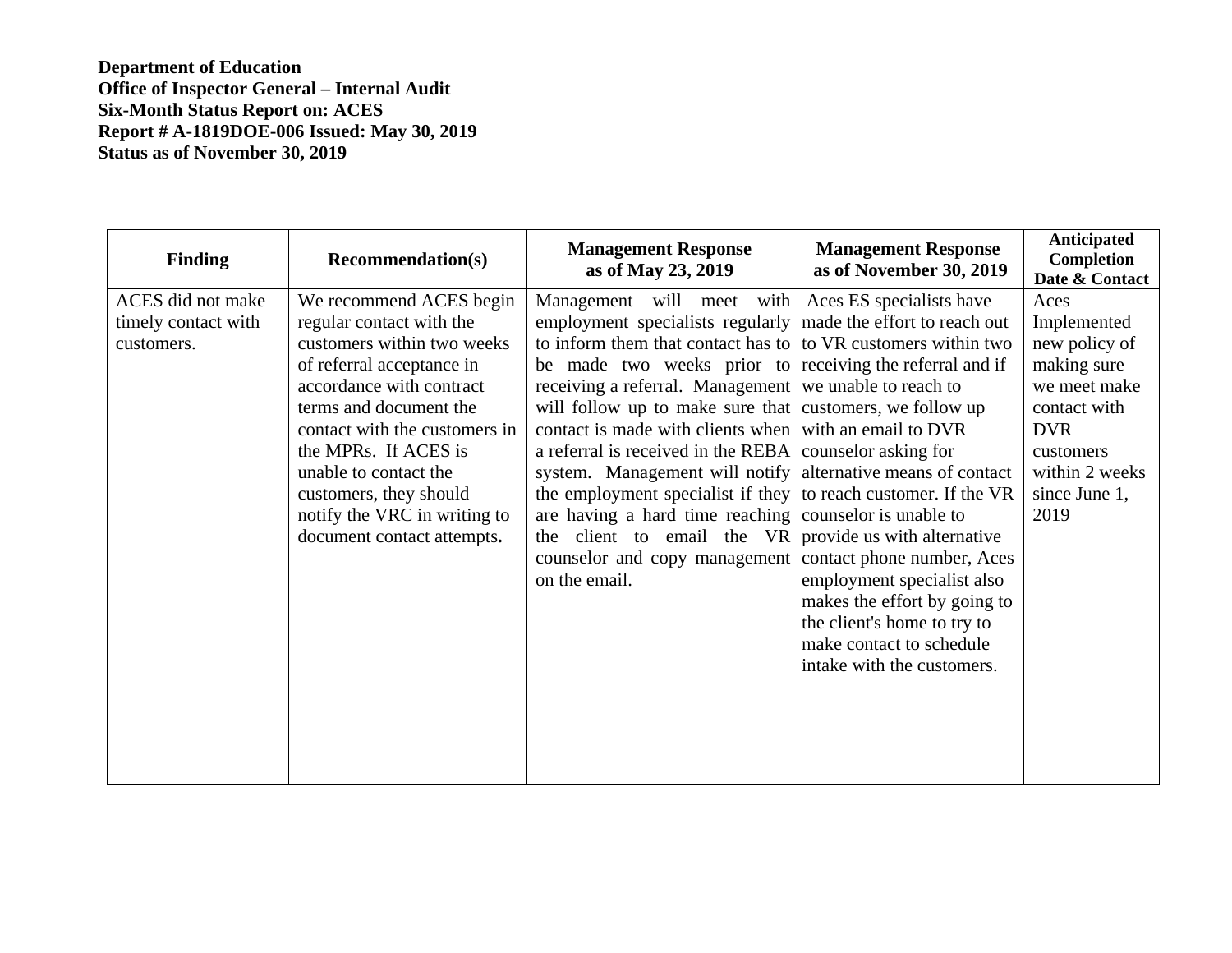**Department of Education**
**Office of Inspector General – Internal Audit**
**Six-Month Status Report on: ACES**
**Report # A-1819DOE-006 Issued: May 30, 2019**
**Status as of November 30, 2019**

| Finding | Recommendation(s) | Management Response as of May 23, 2019 | Management Response as of November 30, 2019 | Anticipated Completion Date & Contact |
|---|---|---|---|---|
| ACES did not make timely contact with customers. | We recommend ACES begin regular contact with the customers within two weeks of referral acceptance in accordance with contract terms and document the contact with the customers in the MPRs. If ACES is unable to contact the customers, they should notify the VRC in writing to document contact attempts**.** | Management will meet with employment specialists regularly to inform them that contact has to be made two weeks prior to receiving a referral. Management will follow up to make sure that contact is made with clients when a referral is received in the REBA system. Management will notify the employment specialist if they are having a hard time reaching the client to email the VR counselor and copy management on the email. | Aces ES specialists have made the effort to reach out to VR customers within two receiving the referral and if we unable to reach to customers, we follow up with an email to DVR counselor asking for alternative means of contact to reach customer. If the VR counselor is unable to provide us with alternative contact phone number, Aces employment specialist also makes the effort by going to the client's home to try to make contact to schedule intake with the customers. | Aces Implemented new policy of making sure we meet make contact with DVR customers within 2 weeks since June 1, 2019 |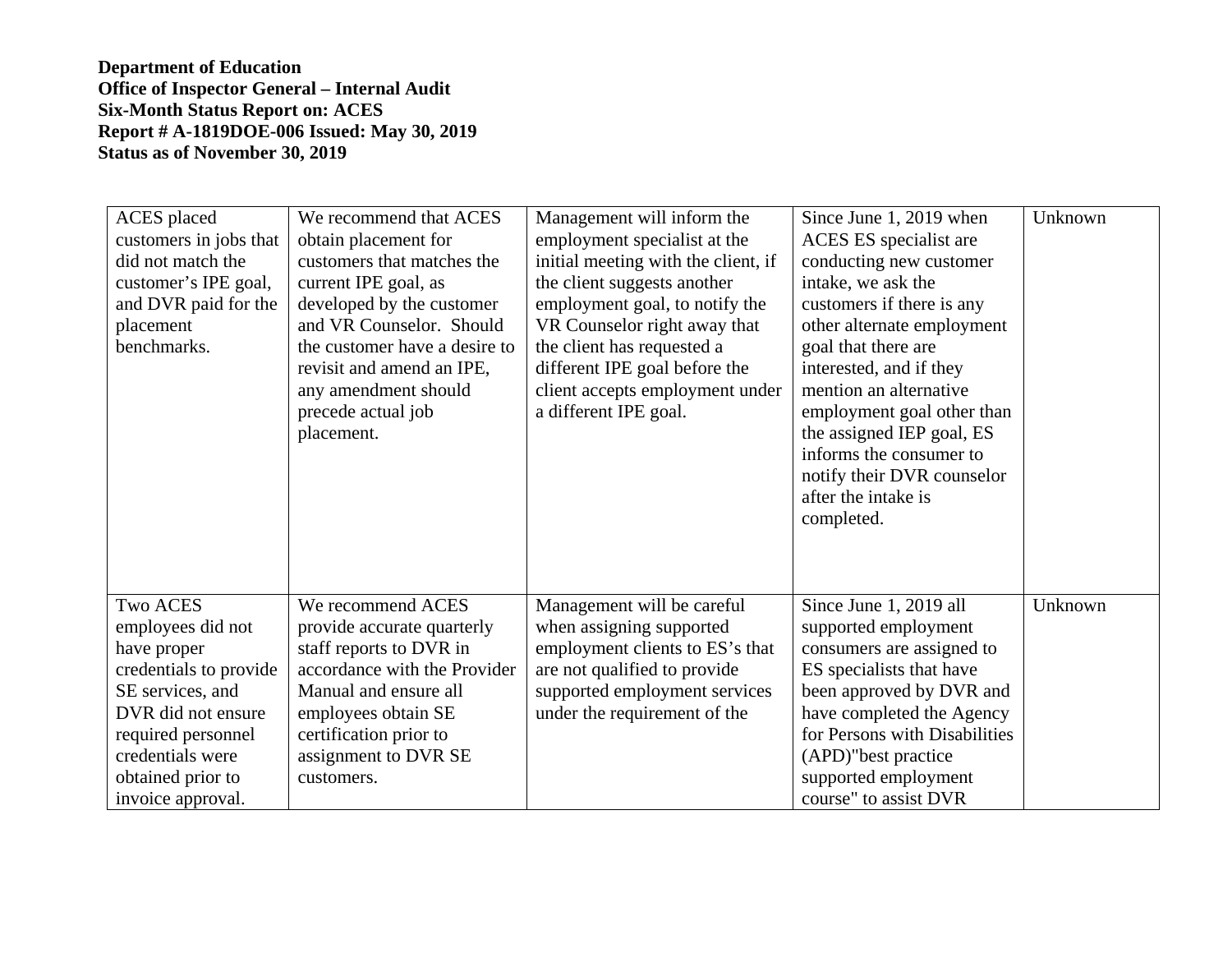**Department of Education**
**Office of Inspector General – Internal Audit**
**Six-Month Status Report on: ACES**
**Report # A-1819DOE-006 Issued: May 30, 2019**
**Status as of November 30, 2019**

| | | | | |
|---|---|---|---|---|
| ACES placed customers in jobs that did not match the customer's IPE goal, and DVR paid for the placement benchmarks. | We recommend that ACES obtain placement for customers that matches the current IPE goal, as developed by the customer and VR Counselor. Should the customer have a desire to revisit and amend an IPE, any amendment should precede actual job placement. | Management will inform the employment specialist at the initial meeting with the client, if the client suggests another employment goal, to notify the VR Counselor right away that the client has requested a different IPE goal before the client accepts employment under a different IPE goal. | Since June 1, 2019 when ACES ES specialist are conducting new customer intake, we ask the customers if there is any other alternate employment goal that there are interested, and if they mention an alternative employment goal other than the assigned IEP goal, ES informs the consumer to notify their DVR counselor after the intake is completed. | Unknown |
| Two ACES employees did not have proper credentials to provide SE services, and DVR did not ensure required personnel credentials were obtained prior to invoice approval. | We recommend ACES provide accurate quarterly staff reports to DVR in accordance with the Provider Manual and ensure all employees obtain SE certification prior to assignment to DVR SE customers. | Management will be careful when assigning supported employment clients to ES's that are not qualified to provide supported employment services under the requirement of the | Since June 1, 2019 all supported employment consumers are assigned to ES specialists that have been approved by DVR and have completed the Agency for Persons with Disabilities (APD)"best practice supported employment course" to assist DVR | Unknown |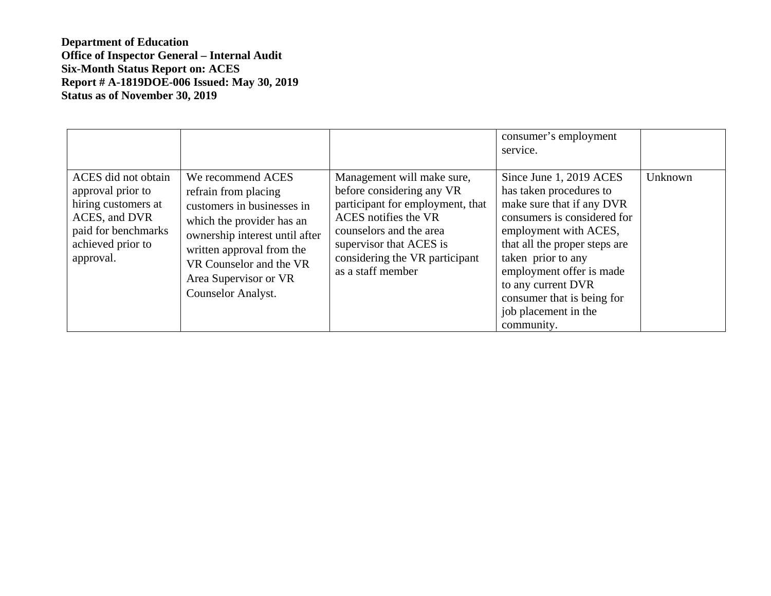**Department of Education**
**Office of Inspector General – Internal Audit**
**Six-Month Status Report on: ACES**
**Report # A-1819DOE-006 Issued: May 30, 2019**
**Status as of November 30, 2019**

| | | | | |
|---|---|---|---|---|
| | | | consumer's employment service. | |
| ACES did not obtain approval prior to hiring customers at ACES, and DVR paid for benchmarks achieved prior to approval. | We recommend ACES refrain from placing customers in businesses in which the provider has an ownership interest until after written approval from the VR Counselor and the VR Area Supervisor or VR Counselor Analyst. | Management will make sure, before considering any VR participant for employment, that ACES notifies the VR counselors and the area supervisor that ACES is considering the VR participant as a staff member | Since June 1, 2019 ACES has taken procedures to make sure that if any DVR consumers is considered for employment with ACES, that all the proper steps are taken prior to any employment offer is made to any current DVR consumer that is being for job placement in the community. | Unknown |